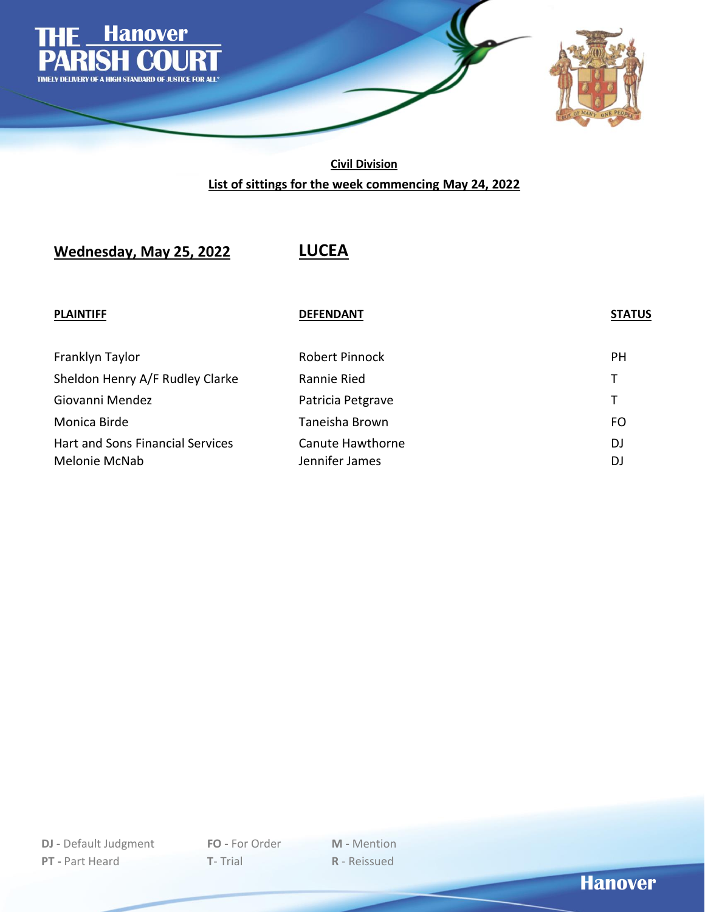# THE Hanover PARISH COURT

TIMELY DELIVERY OF A HIGH STANDARD OF JUSTICE FOR ALL

## Civil Division

## List of sittings for the week commencing May 24, 2022

### Wednesday, May 25, 2022 — LUCEA

| PLAINTIFF | DEFENDANT | STATUS |
|---|---|---|
| Franklyn Taylor | Robert Pinnock | PH |
| Sheldon Henry A/F Rudley Clarke | Rannie Ried | T |
| Giovanni Mendez | Patricia Petgrave | T |
| Monica Birde | Taneisha Brown | FO |
| Hart and Sons Financial Services | Canute Hawthorne | DJ |
| Melonie McNab | Jennifer James | DJ |

**DJ -** Default Judgment
**PT -** Part Heard
**FO -** For Order
**T-** Trial
**M -** Mention
**R** - Reissued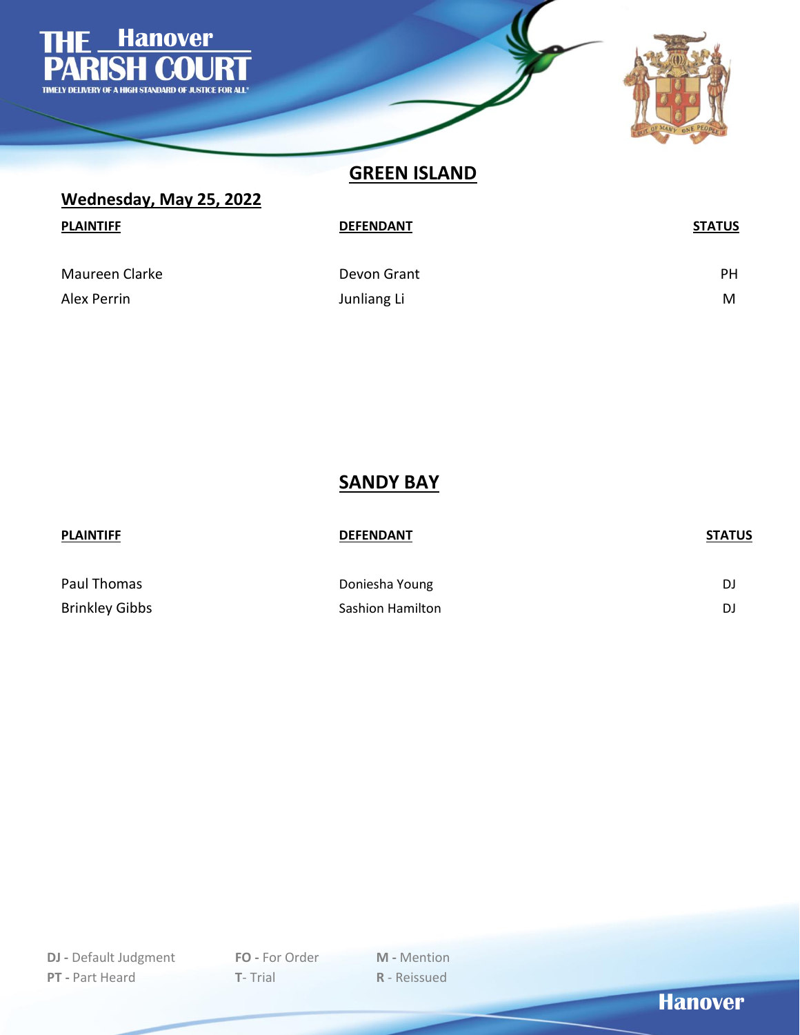# THE Hanover PARISH COURT

TIMELY DELIVERY OF A HIGH STANDARD OF JUSTICE FOR ALL

## GREEN ISLAND

**Wednesday, May 25, 2022**

| PLAINTIFF | DEFENDANT | STATUS |
|---|---|---|
| Maureen Clarke | Devon Grant | PH |
| Alex Perrin | Junliang Li | M |

## SANDY BAY

| PLAINTIFF | DEFENDANT | STATUS |
|---|---|---|
| Paul Thomas | Doniesha Young | DJ |
| Brinkley Gibbs | Sashion Hamilton | DJ |

**DJ -** Default Judgment  
**PT -** Part Heard  
**FO -** For Order  
**T-** Trial  
**M -** Mention  
**R** - Reissued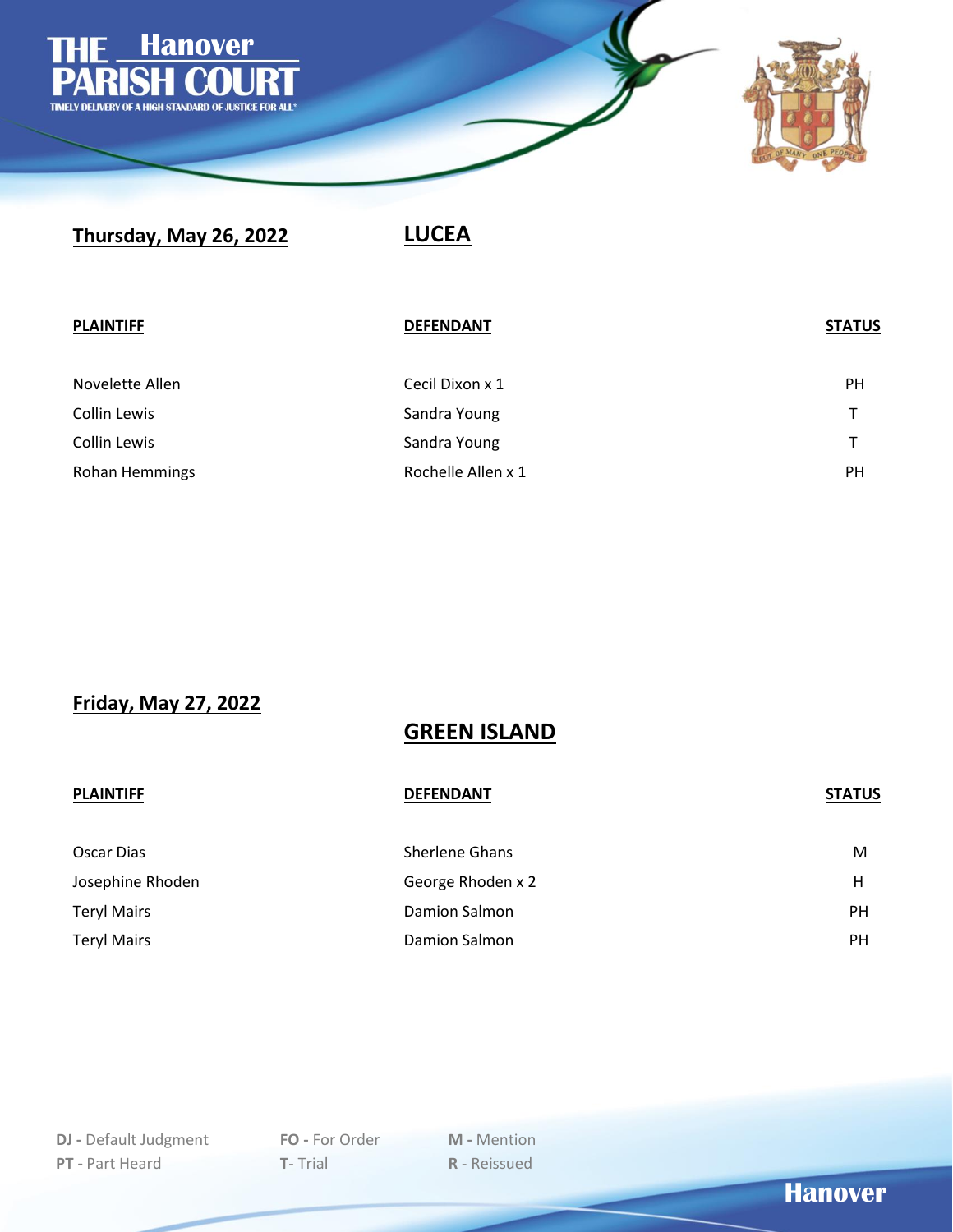# THE Hanover PARISH COURT

TIMELY DELIVERY OF A HIGH STANDARD OF JUSTICE FOR ALL

## Thursday, May 26, 2022 — LUCEA

| PLAINTIFF | DEFENDANT | STATUS |
|---|---|---|
| Novelette Allen | Cecil Dixon x 1 | PH |
| Collin Lewis | Sandra Young | T |
| Collin Lewis | Sandra Young | T |
| Rohan Hemmings | Rochelle Allen x 1 | PH |

## Friday, May 27, 2022 — GREEN ISLAND

| PLAINTIFF | DEFENDANT | STATUS |
|---|---|---|
| Oscar Dias | Sherlene Ghans | M |
| Josephine Rhoden | George Rhoden x 2 | H |
| Teryl Mairs | Damion Salmon | PH |
| Teryl Mairs | Damion Salmon | PH |

**DJ -** Default Judgment
**PT -** Part Heard
**FO -** For Order
**T**- Trial
**M -** Mention
**R** - Reissued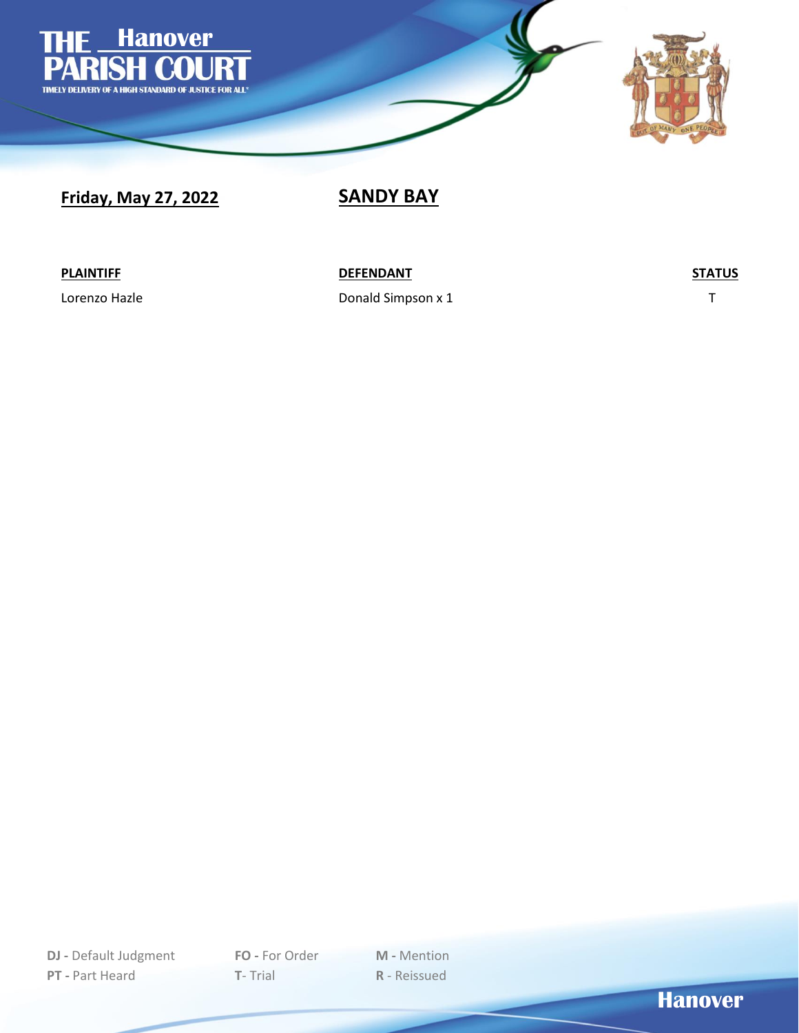**Friday, May 27, 2022**

**SANDY BAY**

| PLAINTIFF | DEFENDANT | STATUS |
|---|---|---|
| Lorenzo Hazle | Donald Simpson x 1 | T |

**DJ -** Default Judgment **FO -** For Order **M -** Mention

**PT -** Part Heard **T-** Trial **R** - Reissued